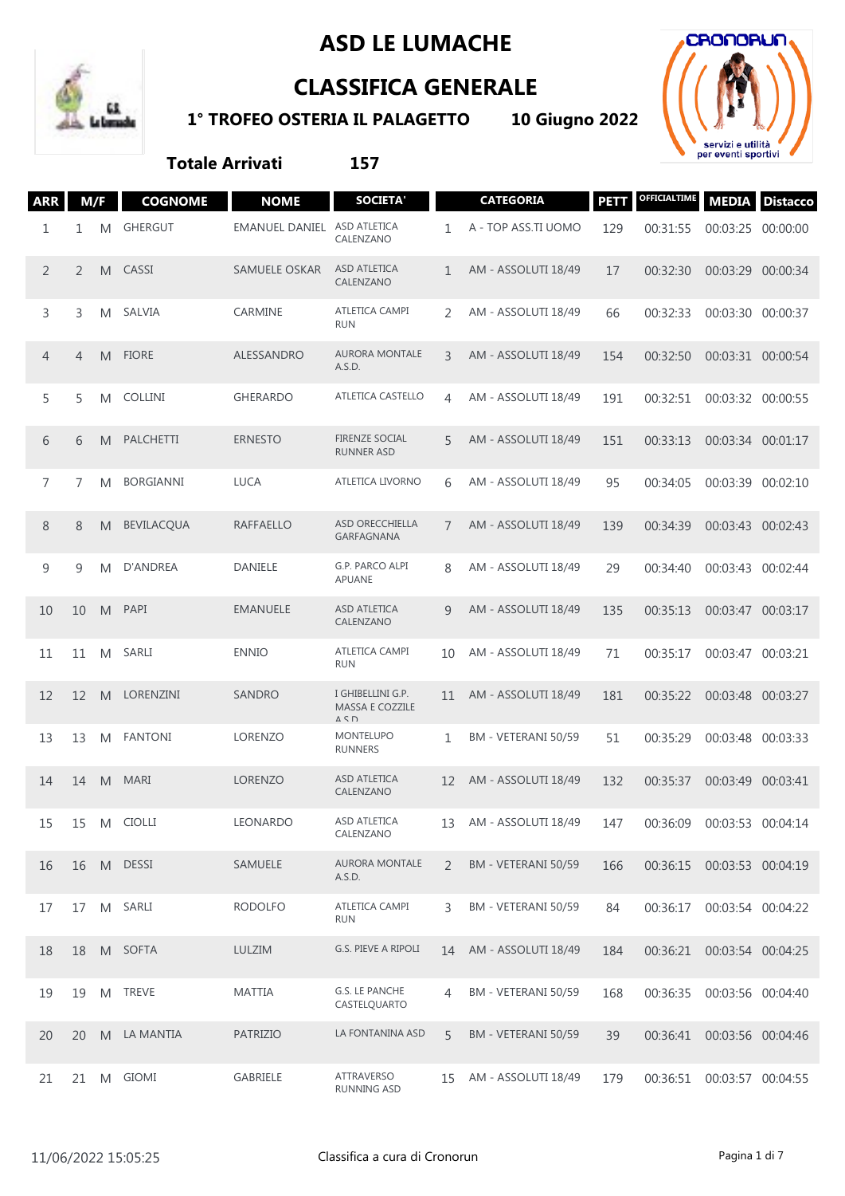# ASD LE LUMACHE

## CLASSIFICA GENERALE

### 1° TROFEO OSTERIA IL PALAGETTO 10 Giugno 2022

**Totale Arrivati 157**

| ARR | M/F | | COGNOME | NOME | SOCIETA' | | CATEGORIA | PETT | OFFICIALTIME | MEDIA | Distacco |
|---|---|---|---|---|---|---|---|---|---|---|---|
| 1 | 1 | M | GHERGUT | EMANUEL DANIEL | ASD ATLETICA CALENZANO | 1 | A - TOP ASS.TI UOMO | 129 | 00:31:55 | 00:03:25 | 00:00:00 |
| 2 | 2 | M | CASSI | SAMUELE OSKAR | ASD ATLETICA CALENZANO | 1 | AM - ASSOLUTI 18/49 | 17 | 00:32:30 | 00:03:29 | 00:00:34 |
| 3 | 3 | M | SALVIA | CARMINE | ATLETICA CAMPI RUN | 2 | AM - ASSOLUTI 18/49 | 66 | 00:32:33 | 00:03:30 | 00:00:37 |
| 4 | 4 | M | FIORE | ALESSANDRO | AURORA MONTALE A.S.D. | 3 | AM - ASSOLUTI 18/49 | 154 | 00:32:50 | 00:03:31 | 00:00:54 |
| 5 | 5 | M | COLLINI | GHERARDO | ATLETICA CASTELLO | 4 | AM - ASSOLUTI 18/49 | 191 | 00:32:51 | 00:03:32 | 00:00:55 |
| 6 | 6 | M | PALCHETTI | ERNESTO | FIRENZE SOCIAL RUNNER ASD | 5 | AM - ASSOLUTI 18/49 | 151 | 00:33:13 | 00:03:34 | 00:01:17 |
| 7 | 7 | M | BORGIANNI | LUCA | ATLETICA LIVORNO | 6 | AM - ASSOLUTI 18/49 | 95 | 00:34:05 | 00:03:39 | 00:02:10 |
| 8 | 8 | M | BEVILACQUA | RAFFAELLO | ASD ORECCHIELLA GARFAGNANA | 7 | AM - ASSOLUTI 18/49 | 139 | 00:34:39 | 00:03:43 | 00:02:43 |
| 9 | 9 | M | D'ANDREA | DANIELE | G.P. PARCO ALPI APUANE | 8 | AM - ASSOLUTI 18/49 | 29 | 00:34:40 | 00:03:43 | 00:02:44 |
| 10 | 10 | M | PAPI | EMANUELE | ASD ATLETICA CALENZANO | 9 | AM - ASSOLUTI 18/49 | 135 | 00:35:13 | 00:03:47 | 00:03:17 |
| 11 | 11 | M | SARLI | ENNIO | ATLETICA CAMPI RUN | 10 | AM - ASSOLUTI 18/49 | 71 | 00:35:17 | 00:03:47 | 00:03:21 |
| 12 | 12 | M | LORENZINI | SANDRO | I GHIBELLINI G.P. MASSA E COZZILE A.S.D. | 11 | AM - ASSOLUTI 18/49 | 181 | 00:35:22 | 00:03:48 | 00:03:27 |
| 13 | 13 | M | FANTONI | LORENZO | MONTELUPO RUNNERS | 1 | BM - VETERANI 50/59 | 51 | 00:35:29 | 00:03:48 | 00:03:33 |
| 14 | 14 | M | MARI | LORENZO | ASD ATLETICA CALENZANO | 12 | AM - ASSOLUTI 18/49 | 132 | 00:35:37 | 00:03:49 | 00:03:41 |
| 15 | 15 | M | CIOLLI | LEONARDO | ASD ATLETICA CALENZANO | 13 | AM - ASSOLUTI 18/49 | 147 | 00:36:09 | 00:03:53 | 00:04:14 |
| 16 | 16 | M | DESSI | SAMUELE | AURORA MONTALE A.S.D. | 2 | BM - VETERANI 50/59 | 166 | 00:36:15 | 00:03:53 | 00:04:19 |
| 17 | 17 | M | SARLI | RODOLFO | ATLETICA CAMPI RUN | 3 | BM - VETERANI 50/59 | 84 | 00:36:17 | 00:03:54 | 00:04:22 |
| 18 | 18 | M | SOFTA | LULZIM | G.S. PIEVE A RIPOLI | 14 | AM - ASSOLUTI 18/49 | 184 | 00:36:21 | 00:03:54 | 00:04:25 |
| 19 | 19 | M | TREVE | MATTIA | G.S. LE PANCHE CASTELQUARTO | 4 | BM - VETERANI 50/59 | 168 | 00:36:35 | 00:03:56 | 00:04:40 |
| 20 | 20 | M | LA MANTIA | PATRIZIO | LA FONTANINA ASD | 5 | BM - VETERANI 50/59 | 39 | 00:36:41 | 00:03:56 | 00:04:46 |
| 21 | 21 | M | GIOMI | GABRIELE | ATTRAVERSO RUNNING ASD | 15 | AM - ASSOLUTI 18/49 | 179 | 00:36:51 | 00:03:57 | 00:04:55 |

11/06/2022 15:05:25 Classifica a cura di Cronorun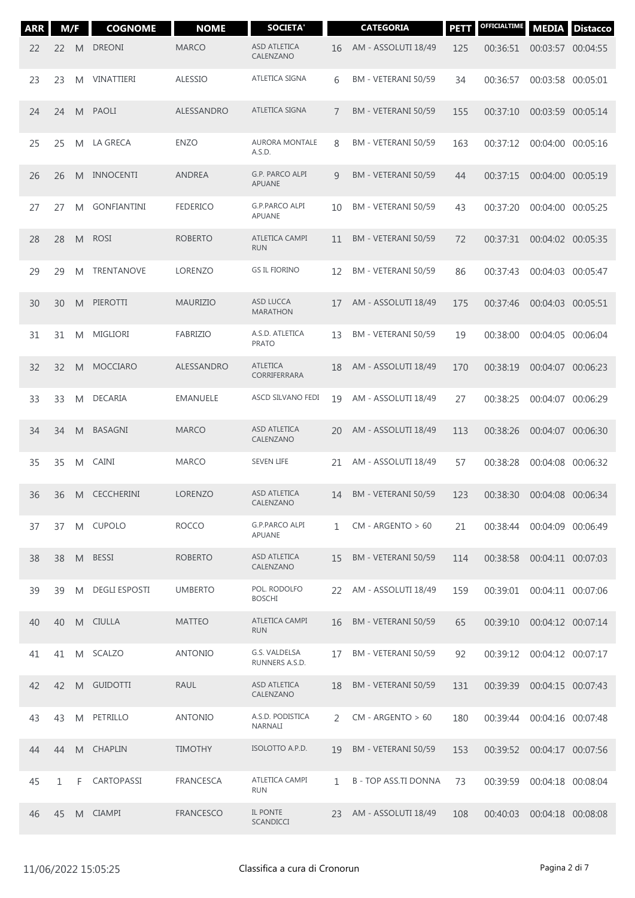| ARR | M/F | | COGNOME | NOME | SOCIETA' | | CATEGORIA | PETT | OFFICIALTIME | MEDIA | Distacco |
|---|---|---|---|---|---|---|---|---|---|---|---|
| 22 | 22 | M | DREONI | MARCO | ASD ATLETICA CALENZANO | 16 | AM - ASSOLUTI 18/49 | 125 | 00:36:51 | 00:03:57 | 00:04:55 |
| 23 | 23 | M | VINATTIERI | ALESSIO | ATLETICA SIGNA | 6 | BM - VETERANI 50/59 | 34 | 00:36:57 | 00:03:58 | 00:05:01 |
| 24 | 24 | M | PAOLI | ALESSANDRO | ATLETICA SIGNA | 7 | BM - VETERANI 50/59 | 155 | 00:37:10 | 00:03:59 | 00:05:14 |
| 25 | 25 | M | LA GRECA | ENZO | AURORA MONTALE A.S.D. | 8 | BM - VETERANI 50/59 | 163 | 00:37:12 | 00:04:00 | 00:05:16 |
| 26 | 26 | M | INNOCENTI | ANDREA | G.P. PARCO ALPI APUANE | 9 | BM - VETERANI 50/59 | 44 | 00:37:15 | 00:04:00 | 00:05:19 |
| 27 | 27 | M | GONFIANTINI | FEDERICO | G.P.PARCO ALPI APUANE | 10 | BM - VETERANI 50/59 | 43 | 00:37:20 | 00:04:00 | 00:05:25 |
| 28 | 28 | M | ROSI | ROBERTO | ATLETICA CAMPI RUN | 11 | BM - VETERANI 50/59 | 72 | 00:37:31 | 00:04:02 | 00:05:35 |
| 29 | 29 | M | TRENTANOVE | LORENZO | GS IL FIORINO | 12 | BM - VETERANI 50/59 | 86 | 00:37:43 | 00:04:03 | 00:05:47 |
| 30 | 30 | M | PIEROTTI | MAURIZIO | ASD LUCCA MARATHON | 17 | AM - ASSOLUTI 18/49 | 175 | 00:37:46 | 00:04:03 | 00:05:51 |
| 31 | 31 | M | MIGLIORI | FABRIZIO | A.S.D. ATLETICA PRATO | 13 | BM - VETERANI 50/59 | 19 | 00:38:00 | 00:04:05 | 00:06:04 |
| 32 | 32 | M | MOCCIARO | ALESSANDRO | ATLETICA CORRIFERRARA | 18 | AM - ASSOLUTI 18/49 | 170 | 00:38:19 | 00:04:07 | 00:06:23 |
| 33 | 33 | M | DECARIA | EMANUELE | ASCD SILVANO FEDI | 19 | AM - ASSOLUTI 18/49 | 27 | 00:38:25 | 00:04:07 | 00:06:29 |
| 34 | 34 | M | BASAGNI | MARCO | ASD ATLETICA CALENZANO | 20 | AM - ASSOLUTI 18/49 | 113 | 00:38:26 | 00:04:07 | 00:06:30 |
| 35 | 35 | M | CAINI | MARCO | SEVEN LIFE | 21 | AM - ASSOLUTI 18/49 | 57 | 00:38:28 | 00:04:08 | 00:06:32 |
| 36 | 36 | M | CECCHERINI | LORENZO | ASD ATLETICA CALENZANO | 14 | BM - VETERANI 50/59 | 123 | 00:38:30 | 00:04:08 | 00:06:34 |
| 37 | 37 | M | CUPOLO | ROCCO | G.P.PARCO ALPI APUANE | 1 | CM - ARGENTO > 60 | 21 | 00:38:44 | 00:04:09 | 00:06:49 |
| 38 | 38 | M | BESSI | ROBERTO | ASD ATLETICA CALENZANO | 15 | BM - VETERANI 50/59 | 114 | 00:38:58 | 00:04:11 | 00:07:03 |
| 39 | 39 | M | DEGLI ESPOSTI | UMBERTO | POL. RODOLFO BOSCHI | 22 | AM - ASSOLUTI 18/49 | 159 | 00:39:01 | 00:04:11 | 00:07:06 |
| 40 | 40 | M | CIULLA | MATTEO | ATLETICA CAMPI RUN | 16 | BM - VETERANI 50/59 | 65 | 00:39:10 | 00:04:12 | 00:07:14 |
| 41 | 41 | M | SCALZO | ANTONIO | G.S. VALDELSA RUNNERS A.S.D. | 17 | BM - VETERANI 50/59 | 92 | 00:39:12 | 00:04:12 | 00:07:17 |
| 42 | 42 | M | GUIDOTTI | RAUL | ASD ATLETICA CALENZANO | 18 | BM - VETERANI 50/59 | 131 | 00:39:39 | 00:04:15 | 00:07:43 |
| 43 | 43 | M | PETRILLO | ANTONIO | A.S.D. PODISTICA NARNALI | 2 | CM - ARGENTO > 60 | 180 | 00:39:44 | 00:04:16 | 00:07:48 |
| 44 | 44 | M | CHAPLIN | TIMOTHY | ISOLOTTO A.P.D. | 19 | BM - VETERANI 50/59 | 153 | 00:39:52 | 00:04:17 | 00:07:56 |
| 45 | 1 | F | CARTOPASSI | FRANCESCA | ATLETICA CAMPI RUN | 1 | B - TOP ASS.TI DONNA | 73 | 00:39:59 | 00:04:18 | 00:08:04 |
| 46 | 45 | M | CIAMPI | FRANCESCO | IL PONTE SCANDICCI | 23 | AM - ASSOLUTI 18/49 | 108 | 00:40:03 | 00:04:18 | 00:08:08 |

11/06/2022 15:05:25 — Classifica a cura di Cronorun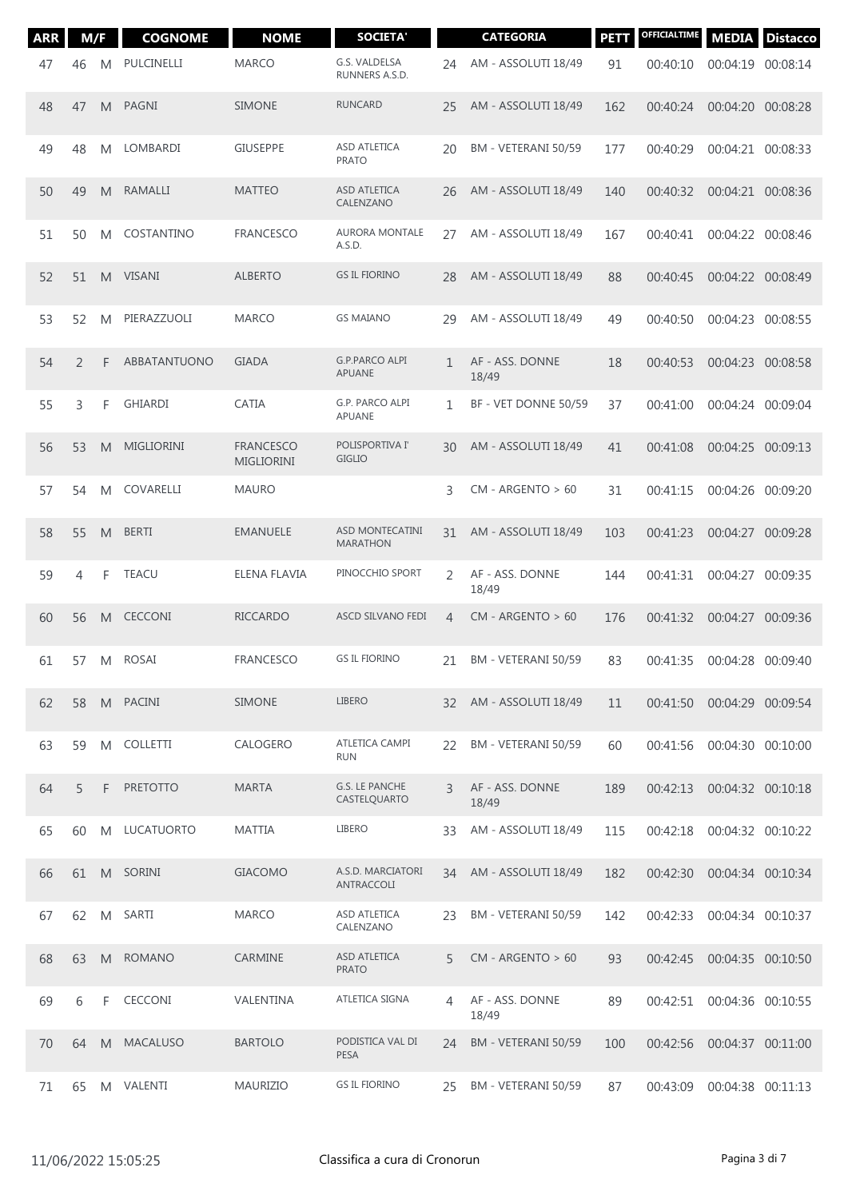| ARR | M/F | | COGNOME | NOME | SOCIETA' | | CATEGORIA | PETT | OFFICIALTIME | MEDIA | Distacco |
|---|---|---|---|---|---|---|---|---|---|---|---|
| 47 | 46 | M | PULCINELLI | MARCO | G.S. VALDELSA RUNNERS A.S.D. | 24 | AM - ASSOLUTI 18/49 | 91 | 00:40:10 | 00:04:19 | 00:08:14 |
| 48 | 47 | M | PAGNI | SIMONE | RUNCARD | 25 | AM - ASSOLUTI 18/49 | 162 | 00:40:24 | 00:04:20 | 00:08:28 |
| 49 | 48 | M | LOMBARDI | GIUSEPPE | ASD ATLETICA PRATO | 20 | BM - VETERANI 50/59 | 177 | 00:40:29 | 00:04:21 | 00:08:33 |
| 50 | 49 | M | RAMALLI | MATTEO | ASD ATLETICA CALENZANO | 26 | AM - ASSOLUTI 18/49 | 140 | 00:40:32 | 00:04:21 | 00:08:36 |
| 51 | 50 | M | COSTANTINO | FRANCESCO | AURORA MONTALE A.S.D. | 27 | AM - ASSOLUTI 18/49 | 167 | 00:40:41 | 00:04:22 | 00:08:46 |
| 52 | 51 | M | VISANI | ALBERTO | GS IL FIORINO | 28 | AM - ASSOLUTI 18/49 | 88 | 00:40:45 | 00:04:22 | 00:08:49 |
| 53 | 52 | M | PIERAZZUOLI | MARCO | GS MAIANO | 29 | AM - ASSOLUTI 18/49 | 49 | 00:40:50 | 00:04:23 | 00:08:55 |
| 54 | 2 | F | ABBATANTUONO | GIADA | G.P.PARCO ALPI APUANE | 1 | AF - ASS. DONNE 18/49 | 18 | 00:40:53 | 00:04:23 | 00:08:58 |
| 55 | 3 | F | GHIARDI | CATIA | G.P. PARCO ALPI APUANE | 1 | BF - VET DONNE 50/59 | 37 | 00:41:00 | 00:04:24 | 00:09:04 |
| 56 | 53 | M | MIGLIORINI | FRANCESCO MIGLIORINI | POLISPORTIVA I' GIGLIO | 30 | AM - ASSOLUTI 18/49 | 41 | 00:41:08 | 00:04:25 | 00:09:13 |
| 57 | 54 | M | COVARELLI | MAURO | | 3 | CM - ARGENTO > 60 | 31 | 00:41:15 | 00:04:26 | 00:09:20 |
| 58 | 55 | M | BERTI | EMANUELE | ASD MONTECATINI MARATHON | 31 | AM - ASSOLUTI 18/49 | 103 | 00:41:23 | 00:04:27 | 00:09:28 |
| 59 | 4 | F | TEACU | ELENA FLAVIA | PINOCCHIO SPORT | 2 | AF - ASS. DONNE 18/49 | 144 | 00:41:31 | 00:04:27 | 00:09:35 |
| 60 | 56 | M | CECCONI | RICCARDO | ASCD SILVANO FEDI | 4 | CM - ARGENTO > 60 | 176 | 00:41:32 | 00:04:27 | 00:09:36 |
| 61 | 57 | M | ROSAI | FRANCESCO | GS IL FIORINO | 21 | BM - VETERANI 50/59 | 83 | 00:41:35 | 00:04:28 | 00:09:40 |
| 62 | 58 | M | PACINI | SIMONE | LIBERO | 32 | AM - ASSOLUTI 18/49 | 11 | 00:41:50 | 00:04:29 | 00:09:54 |
| 63 | 59 | M | COLLETTI | CALOGERO | ATLETICA CAMPI RUN | 22 | BM - VETERANI 50/59 | 60 | 00:41:56 | 00:04:30 | 00:10:00 |
| 64 | 5 | F | PRETOTTO | MARTA | G.S. LE PANCHE CASTELQUARTO | 3 | AF - ASS. DONNE 18/49 | 189 | 00:42:13 | 00:04:32 | 00:10:18 |
| 65 | 60 | M | LUCATUORTO | MATTIA | LIBERO | 33 | AM - ASSOLUTI 18/49 | 115 | 00:42:18 | 00:04:32 | 00:10:22 |
| 66 | 61 | M | SORINI | GIACOMO | A.S.D. MARCIATORI ANTRACCOLI | 34 | AM - ASSOLUTI 18/49 | 182 | 00:42:30 | 00:04:34 | 00:10:34 |
| 67 | 62 | M | SARTI | MARCO | ASD ATLETICA CALENZANO | 23 | BM - VETERANI 50/59 | 142 | 00:42:33 | 00:04:34 | 00:10:37 |
| 68 | 63 | M | ROMANO | CARMINE | ASD ATLETICA PRATO | 5 | CM - ARGENTO > 60 | 93 | 00:42:45 | 00:04:35 | 00:10:50 |
| 69 | 6 | F | CECCONI | VALENTINA | ATLETICA SIGNA | 4 | AF - ASS. DONNE 18/49 | 89 | 00:42:51 | 00:04:36 | 00:10:55 |
| 70 | 64 | M | MACALUSO | BARTOLO | PODISTICA VAL DI PESA | 24 | BM - VETERANI 50/59 | 100 | 00:42:56 | 00:04:37 | 00:11:00 |
| 71 | 65 | M | VALENTI | MAURIZIO | GS IL FIORINO | 25 | BM - VETERANI 50/59 | 87 | 00:43:09 | 00:04:38 | 00:11:13 |

11/06/2022 15:05:25 Classifica a cura di Cronorun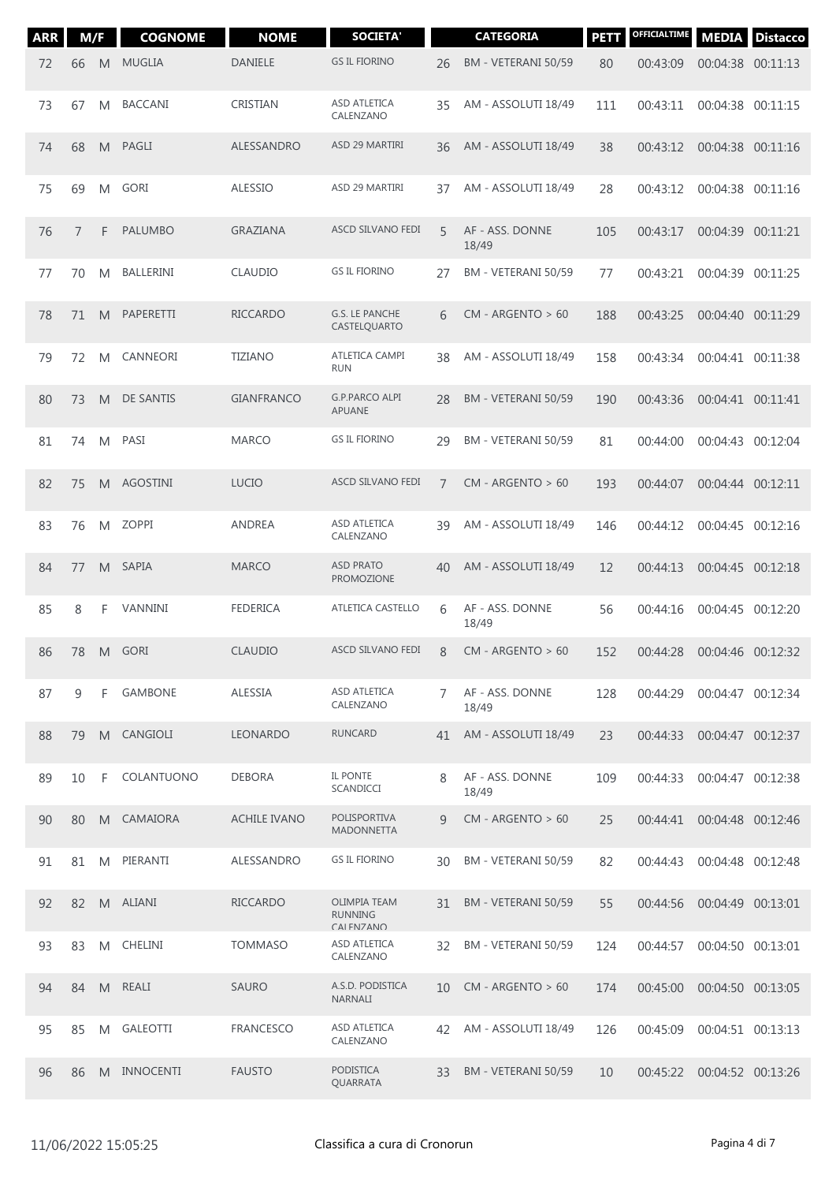| ARR | M/F | | COGNOME | NOME | SOCIETA' | | CATEGORIA | PETT | OFFICIALTIME | MEDIA | Distacco |
|---|---|---|---|---|---|---|---|---|---|---|---|
| 72 | 66 | M | MUGLIA | DANIELE | GS IL FIORINO | 26 | BM - VETERANI 50/59 | 80 | 00:43:09 | 00:04:38 | 00:11:13 |
| 73 | 67 | M | BACCANI | CRISTIAN | ASD ATLETICA CALENZANO | 35 | AM - ASSOLUTI 18/49 | 111 | 00:43:11 | 00:04:38 | 00:11:15 |
| 74 | 68 | M | PAGLI | ALESSANDRO | ASD 29 MARTIRI | 36 | AM - ASSOLUTI 18/49 | 38 | 00:43:12 | 00:04:38 | 00:11:16 |
| 75 | 69 | M | GORI | ALESSIO | ASD 29 MARTIRI | 37 | AM - ASSOLUTI 18/49 | 28 | 00:43:12 | 00:04:38 | 00:11:16 |
| 76 | 7 | F | PALUMBO | GRAZIANA | ASCD SILVANO FEDI | 5 | AF - ASS. DONNE 18/49 | 105 | 00:43:17 | 00:04:39 | 00:11:21 |
| 77 | 70 | M | BALLERINI | CLAUDIO | GS IL FIORINO | 27 | BM - VETERANI 50/59 | 77 | 00:43:21 | 00:04:39 | 00:11:25 |
| 78 | 71 | M | PAPERETTI | RICCARDO | G.S. LE PANCHE CASTELQUARTO | 6 | CM - ARGENTO > 60 | 188 | 00:43:25 | 00:04:40 | 00:11:29 |
| 79 | 72 | M | CANNEORI | TIZIANO | ATLETICA CAMPI RUN | 38 | AM - ASSOLUTI 18/49 | 158 | 00:43:34 | 00:04:41 | 00:11:38 |
| 80 | 73 | M | DE SANTIS | GIANFRANCO | G.P.PARCO ALPI APUANE | 28 | BM - VETERANI 50/59 | 190 | 00:43:36 | 00:04:41 | 00:11:41 |
| 81 | 74 | M | PASI | MARCO | GS IL FIORINO | 29 | BM - VETERANI 50/59 | 81 | 00:44:00 | 00:04:43 | 00:12:04 |
| 82 | 75 | M | AGOSTINI | LUCIO | ASCD SILVANO FEDI | 7 | CM - ARGENTO > 60 | 193 | 00:44:07 | 00:04:44 | 00:12:11 |
| 83 | 76 | M | ZOPPI | ANDREA | ASD ATLETICA CALENZANO | 39 | AM - ASSOLUTI 18/49 | 146 | 00:44:12 | 00:04:45 | 00:12:16 |
| 84 | 77 | M | SAPIA | MARCO | ASD PRATO PROMOZIONE | 40 | AM - ASSOLUTI 18/49 | 12 | 00:44:13 | 00:04:45 | 00:12:18 |
| 85 | 8 | F | VANNINI | FEDERICA | ATLETICA CASTELLO | 6 | AF - ASS. DONNE 18/49 | 56 | 00:44:16 | 00:04:45 | 00:12:20 |
| 86 | 78 | M | GORI | CLAUDIO | ASCD SILVANO FEDI | 8 | CM - ARGENTO > 60 | 152 | 00:44:28 | 00:04:46 | 00:12:32 |
| 87 | 9 | F | GAMBONE | ALESSIA | ASD ATLETICA CALENZANO | 7 | AF - ASS. DONNE 18/49 | 128 | 00:44:29 | 00:04:47 | 00:12:34 |
| 88 | 79 | M | CANGIOLI | LEONARDO | RUNCARD | 41 | AM - ASSOLUTI 18/49 | 23 | 00:44:33 | 00:04:47 | 00:12:37 |
| 89 | 10 | F | COLANTUONO | DEBORA | IL PONTE SCANDICCI | 8 | AF - ASS. DONNE 18/49 | 109 | 00:44:33 | 00:04:47 | 00:12:38 |
| 90 | 80 | M | CAMAIORA | ACHILE IVANO | POLISPORTIVA MADONNETTA | 9 | CM - ARGENTO > 60 | 25 | 00:44:41 | 00:04:48 | 00:12:46 |
| 91 | 81 | M | PIERANTI | ALESSANDRO | GS IL FIORINO | 30 | BM - VETERANI 50/59 | 82 | 00:44:43 | 00:04:48 | 00:12:48 |
| 92 | 82 | M | ALIANI | RICCARDO | OLIMPIA TEAM RUNNING CALENZANO | 31 | BM - VETERANI 50/59 | 55 | 00:44:56 | 00:04:49 | 00:13:01 |
| 93 | 83 | M | CHELINI | TOMMASO | ASD ATLETICA CALENZANO | 32 | BM - VETERANI 50/59 | 124 | 00:44:57 | 00:04:50 | 00:13:01 |
| 94 | 84 | M | REALI | SAURO | A.S.D. PODISTICA NARNALI | 10 | CM - ARGENTO > 60 | 174 | 00:45:00 | 00:04:50 | 00:13:05 |
| 95 | 85 | M | GALEOTTI | FRANCESCO | ASD ATLETICA CALENZANO | 42 | AM - ASSOLUTI 18/49 | 126 | 00:45:09 | 00:04:51 | 00:13:13 |
| 96 | 86 | M | INNOCENTI | FAUSTO | PODISTICA QUARRATA | 33 | BM - VETERANI 50/59 | 10 | 00:45:22 | 00:04:52 | 00:13:26 |

11/06/2022 15:05:25 Classifica a cura di Cronorun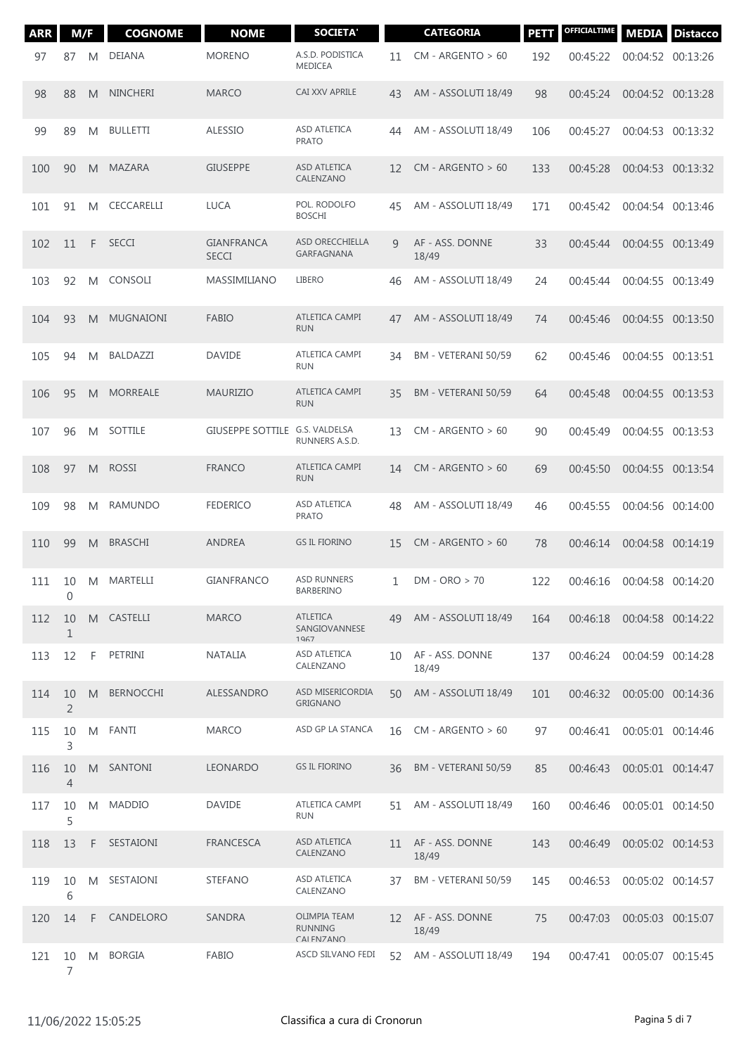| ARR | M/F | | COGNOME | NOME | SOCIETA' | | CATEGORIA | PETT | OFFICIALTIME | MEDIA | Distacco |
|---|---|---|---|---|---|---|---|---|---|---|---|
| 97 | 87 | M | DEIANA | MORENO | A.S.D. PODISTICA MEDICEA | 11 | CM - ARGENTO > 60 | 192 | 00:45:22 | 00:04:52 | 00:13:26 |
| 98 | 88 | M | NINCHERI | MARCO | CAI XXV APRILE | 43 | AM - ASSOLUTI 18/49 | 98 | 00:45:24 | 00:04:52 | 00:13:28 |
| 99 | 89 | M | BULLETTI | ALESSIO | ASD ATLETICA PRATO | 44 | AM - ASSOLUTI 18/49 | 106 | 00:45:27 | 00:04:53 | 00:13:32 |
| 100 | 90 | M | MAZARA | GIUSEPPE | ASD ATLETICA CALENZANO | 12 | CM - ARGENTO > 60 | 133 | 00:45:28 | 00:04:53 | 00:13:32 |
| 101 | 91 | M | CECCARELLI | LUCA | POL. RODOLFO BOSCHI | 45 | AM - ASSOLUTI 18/49 | 171 | 00:45:42 | 00:04:54 | 00:13:46 |
| 102 | 11 | F | SECCI | GIANFRANCA SECCI | ASD ORECCHIELLA GARFAGNANA | 9 | AF - ASS. DONNE 18/49 | 33 | 00:45:44 | 00:04:55 | 00:13:49 |
| 103 | 92 | M | CONSOLI | MASSIMILIANO | LIBERO | 46 | AM - ASSOLUTI 18/49 | 24 | 00:45:44 | 00:04:55 | 00:13:49 |
| 104 | 93 | M | MUGNAIONI | FABIO | ATLETICA CAMPI RUN | 47 | AM - ASSOLUTI 18/49 | 74 | 00:45:46 | 00:04:55 | 00:13:50 |
| 105 | 94 | M | BALDAZZI | DAVIDE | ATLETICA CAMPI RUN | 34 | BM - VETERANI 50/59 | 62 | 00:45:46 | 00:04:55 | 00:13:51 |
| 106 | 95 | M | MORREALE | MAURIZIO | ATLETICA CAMPI RUN | 35 | BM - VETERANI 50/59 | 64 | 00:45:48 | 00:04:55 | 00:13:53 |
| 107 | 96 | M | SOTTILE | GIUSEPPE SOTTILE | G.S. VALDELSA RUNNERS A.S.D. | 13 | CM - ARGENTO > 60 | 90 | 00:45:49 | 00:04:55 | 00:13:53 |
| 108 | 97 | M | ROSSI | FRANCO | ATLETICA CAMPI RUN | 14 | CM - ARGENTO > 60 | 69 | 00:45:50 | 00:04:55 | 00:13:54 |
| 109 | 98 | M | RAMUNDO | FEDERICO | ASD ATLETICA PRATO | 48 | AM - ASSOLUTI 18/49 | 46 | 00:45:55 | 00:04:56 | 00:14:00 |
| 110 | 99 | M | BRASCHI | ANDREA | GS IL FIORINO | 15 | CM - ARGENTO > 60 | 78 | 00:46:14 | 00:04:58 | 00:14:19 |
| 111 | 100 | M | MARTELLI | GIANFRANCO | ASD RUNNERS BARBERINO | 1 | DM - ORO > 70 | 122 | 00:46:16 | 00:04:58 | 00:14:20 |
| 112 | 101 | M | CASTELLI | MARCO | ATLETICA SANGIOVANNESE 1967 | 49 | AM - ASSOLUTI 18/49 | 164 | 00:46:18 | 00:04:58 | 00:14:22 |
| 113 | 12 | F | PETRINI | NATALIA | ASD ATLETICA CALENZANO | 10 | AF - ASS. DONNE 18/49 | 137 | 00:46:24 | 00:04:59 | 00:14:28 |
| 114 | 102 | M | BERNOCCHI | ALESSANDRO | ASD MISERICORDIA GRIGNANO | 50 | AM - ASSOLUTI 18/49 | 101 | 00:46:32 | 00:05:00 | 00:14:36 |
| 115 | 103 | M | FANTI | MARCO | ASD GP LA STANCA | 16 | CM - ARGENTO > 60 | 97 | 00:46:41 | 00:05:01 | 00:14:46 |
| 116 | 104 | M | SANTONI | LEONARDO | GS IL FIORINO | 36 | BM - VETERANI 50/59 | 85 | 00:46:43 | 00:05:01 | 00:14:47 |
| 117 | 105 | M | MADDIO | DAVIDE | ATLETICA CAMPI RUN | 51 | AM - ASSOLUTI 18/49 | 160 | 00:46:46 | 00:05:01 | 00:14:50 |
| 118 | 13 | F | SESTAIONI | FRANCESCA | ASD ATLETICA CALENZANO | 11 | AF - ASS. DONNE 18/49 | 143 | 00:46:49 | 00:05:02 | 00:14:53 |
| 119 | 106 | M | SESTAIONI | STEFANO | ASD ATLETICA CALENZANO | 37 | BM - VETERANI 50/59 | 145 | 00:46:53 | 00:05:02 | 00:14:57 |
| 120 | 14 | F | CANDELORO | SANDRA | OLIMPIA TEAM RUNNING CALENZANO | 12 | AF - ASS. DONNE 18/49 | 75 | 00:47:03 | 00:05:03 | 00:15:07 |
| 121 | 107 | M | BORGIA | FABIO | ASCD SILVANO FEDI | 52 | AM - ASSOLUTI 18/49 | 194 | 00:47:41 | 00:05:07 | 00:15:45 |

11/06/2022 15:05:25 Classifica a cura di Cronorun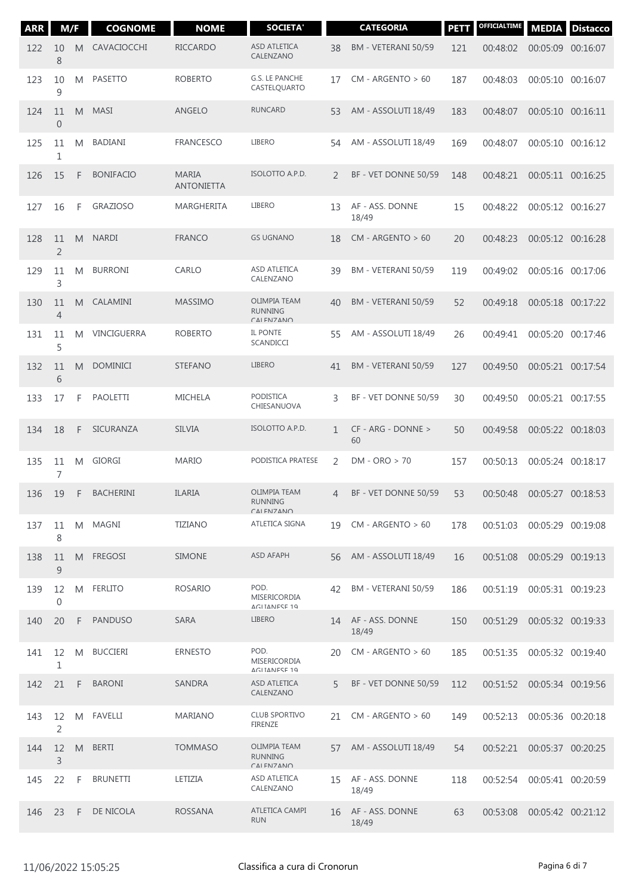| ARR | M/F | | COGNOME | NOME | SOCIETA' | | CATEGORIA | PETT | OFFICIALTIME | MEDIA | Distacco |
|---|---|---|---|---|---|---|---|---|---|---|---|
| 122 | 108 | M | CAVACIOCCHI | RICCARDO | ASD ATLETICA CALENZANO | 38 | BM - VETERANI 50/59 | 121 | 00:48:02 | 00:05:09 | 00:16:07 |
| 123 | 109 | M | PASETTO | ROBERTO | G.S. LE PANCHE CASTELQUARTO | 17 | CM - ARGENTO > 60 | 187 | 00:48:03 | 00:05:10 | 00:16:07 |
| 124 | 110 | M | MASI | ANGELO | RUNCARD | 53 | AM - ASSOLUTI 18/49 | 183 | 00:48:07 | 00:05:10 | 00:16:11 |
| 125 | 111 | M | BADIANI | FRANCESCO | LIBERO | 54 | AM - ASSOLUTI 18/49 | 169 | 00:48:07 | 00:05:10 | 00:16:12 |
| 126 | 15 | F | BONIFACIO | MARIA ANTONIETTA | ISOLOTTO A.P.D. | 2 | BF - VET DONNE 50/59 | 148 | 00:48:21 | 00:05:11 | 00:16:25 |
| 127 | 16 | F | GRAZIOSO | MARGHERITA | LIBERO | 13 | AF - ASS. DONNE 18/49 | 15 | 00:48:22 | 00:05:12 | 00:16:27 |
| 128 | 112 | M | NARDI | FRANCO | GS UGNANO | 18 | CM - ARGENTO > 60 | 20 | 00:48:23 | 00:05:12 | 00:16:28 |
| 129 | 113 | M | BURRONI | CARLO | ASD ATLETICA CALENZANO | 39 | BM - VETERANI 50/59 | 119 | 00:49:02 | 00:05:16 | 00:17:06 |
| 130 | 114 | M | CALAMINI | MASSIMO | OLIMPIA TEAM RUNNING CALENZANO | 40 | BM - VETERANI 50/59 | 52 | 00:49:18 | 00:05:18 | 00:17:22 |
| 131 | 115 | M | VINCIGUERRA | ROBERTO | IL PONTE SCANDICCI | 55 | AM - ASSOLUTI 18/49 | 26 | 00:49:41 | 00:05:20 | 00:17:46 |
| 132 | 116 | M | DOMINICI | STEFANO | LIBERO | 41 | BM - VETERANI 50/59 | 127 | 00:49:50 | 00:05:21 | 00:17:54 |
| 133 | 17 | F | PAOLETTI | MICHELA | PODISTICA CHIESANUOVA | 3 | BF - VET DONNE 50/59 | 30 | 00:49:50 | 00:05:21 | 00:17:55 |
| 134 | 18 | F | SICURANZA | SILVIA | ISOLOTTO A.P.D. | 1 | CF - ARG - DONNE > 60 | 50 | 00:49:58 | 00:05:22 | 00:18:03 |
| 135 | 117 | M | GIORGI | MARIO | PODISTICA PRATESE | 2 | DM - ORO > 70 | 157 | 00:50:13 | 00:05:24 | 00:18:17 |
| 136 | 19 | F | BACHERINI | ILARIA | OLIMPIA TEAM RUNNING CALENZANO | 4 | BF - VET DONNE 50/59 | 53 | 00:50:48 | 00:05:27 | 00:18:53 |
| 137 | 118 | M | MAGNI | TIZIANO | ATLETICA SIGNA | 19 | CM - ARGENTO > 60 | 178 | 00:51:03 | 00:05:29 | 00:19:08 |
| 138 | 119 | M | FREGOSI | SIMONE | ASD AFAPH | 56 | AM - ASSOLUTI 18/49 | 16 | 00:51:08 | 00:05:29 | 00:19:13 |
| 139 | 120 | M | FERLITO | ROSARIO | POD. MISERICORDIA AGLIANESE 19 | 42 | BM - VETERANI 50/59 | 186 | 00:51:19 | 00:05:31 | 00:19:23 |
| 140 | 20 | F | PANDUSO | SARA | LIBERO | 14 | AF - ASS. DONNE 18/49 | 150 | 00:51:29 | 00:05:32 | 00:19:33 |
| 141 | 121 | M | BUCCIERI | ERNESTO | POD. MISERICORDIA AGLIANESE 19 | 20 | CM - ARGENTO > 60 | 185 | 00:51:35 | 00:05:32 | 00:19:40 |
| 142 | 21 | F | BARONI | SANDRA | ASD ATLETICA CALENZANO | 5 | BF - VET DONNE 50/59 | 112 | 00:51:52 | 00:05:34 | 00:19:56 |
| 143 | 122 | M | FAVELLI | MARIANO | CLUB SPORTIVO FIRENZE | 21 | CM - ARGENTO > 60 | 149 | 00:52:13 | 00:05:36 | 00:20:18 |
| 144 | 123 | M | BERTI | TOMMASO | OLIMPIA TEAM RUNNING CALENZANO | 57 | AM - ASSOLUTI 18/49 | 54 | 00:52:21 | 00:05:37 | 00:20:25 |
| 145 | 22 | F | BRUNETTI | LETIZIA | ASD ATLETICA CALENZANO | 15 | AF - ASS. DONNE 18/49 | 118 | 00:52:54 | 00:05:41 | 00:20:59 |
| 146 | 23 | F | DE NICOLA | ROSSANA | ATLETICA CAMPI RUN | 16 | AF - ASS. DONNE 18/49 | 63 | 00:53:08 | 00:05:42 | 00:21:12 |

11/06/2022 15:05:25 Classifica a cura di Cronorun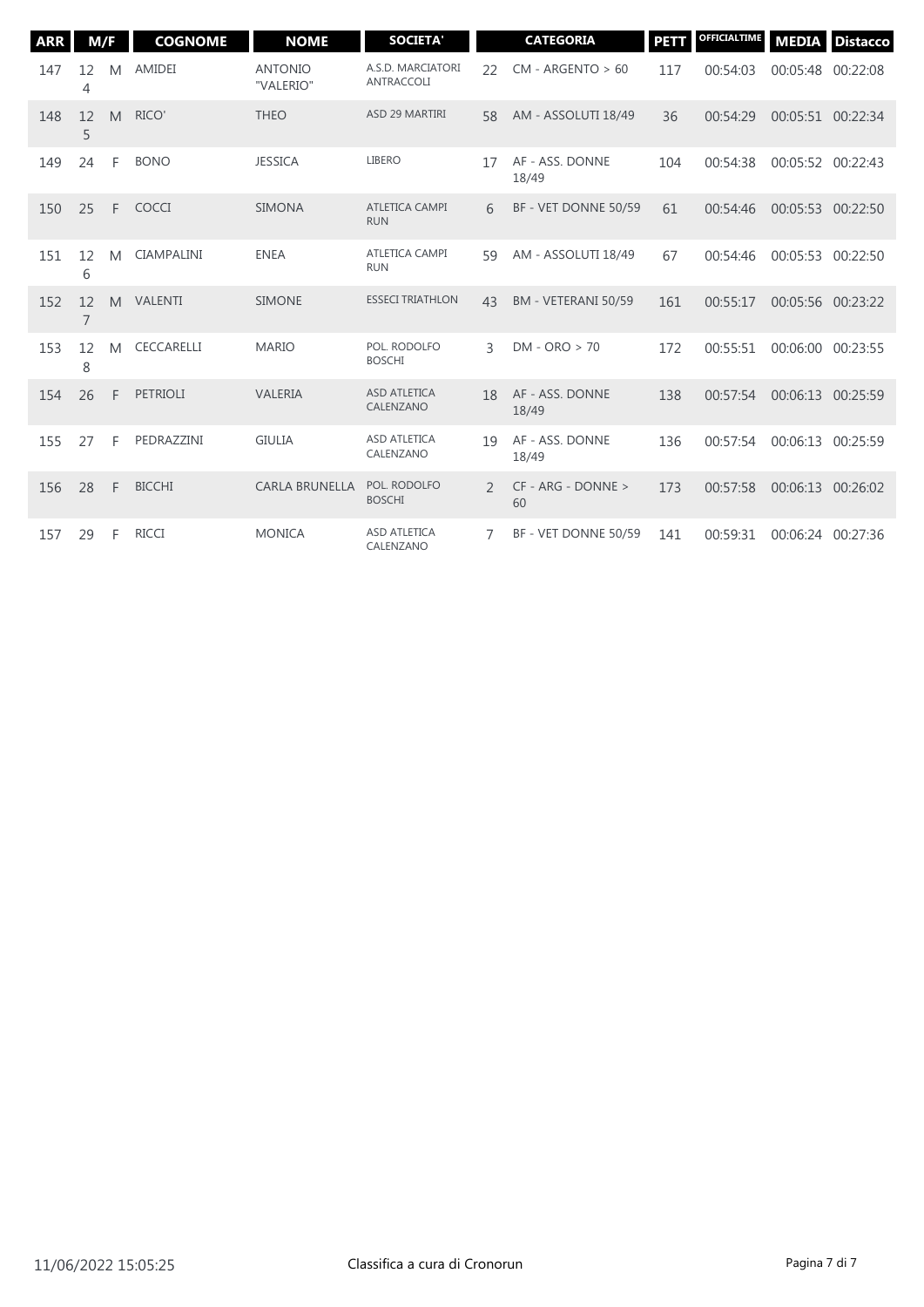| ARR | M/F | | COGNOME | NOME | SOCIETA' | | CATEGORIA | PETT | OFFICIALTIME | MEDIA | Distacco |
|---|---|---|---|---|---|---|---|---|---|---|---|
| 147 | 124 | M | AMIDEI | ANTONIO "VALERIO" | A.S.D. MARCIATORI ANTRACCOLI | 22 | CM - ARGENTO > 60 | 117 | 00:54:03 | 00:05:48 | 00:22:08 |
| 148 | 125 | M | RICO' | THEO | ASD 29 MARTIRI | 58 | AM - ASSOLUTI 18/49 | 36 | 00:54:29 | 00:05:51 | 00:22:34 |
| 149 | 24 | F | BONO | JESSICA | LIBERO | 17 | AF - ASS. DONNE 18/49 | 104 | 00:54:38 | 00:05:52 | 00:22:43 |
| 150 | 25 | F | COCCI | SIMONA | ATLETICA CAMPI RUN | 6 | BF - VET DONNE 50/59 | 61 | 00:54:46 | 00:05:53 | 00:22:50 |
| 151 | 126 | M | CIAMPALINI | ENEA | ATLETICA CAMPI RUN | 59 | AM - ASSOLUTI 18/49 | 67 | 00:54:46 | 00:05:53 | 00:22:50 |
| 152 | 127 | M | VALENTI | SIMONE | ESSECI TRIATHLON | 43 | BM - VETERANI 50/59 | 161 | 00:55:17 | 00:05:56 | 00:23:22 |
| 153 | 128 | M | CECCARELLI | MARIO | POL. RODOLFO BOSCHI | 3 | DM - ORO > 70 | 172 | 00:55:51 | 00:06:00 | 00:23:55 |
| 154 | 26 | F | PETRIOLI | VALERIA | ASD ATLETICA CALENZANO | 18 | AF - ASS. DONNE 18/49 | 138 | 00:57:54 | 00:06:13 | 00:25:59 |
| 155 | 27 | F | PEDRAZZINI | GIULIA | ASD ATLETICA CALENZANO | 19 | AF - ASS. DONNE 18/49 | 136 | 00:57:54 | 00:06:13 | 00:25:59 |
| 156 | 28 | F | BICCHI | CARLA BRUNELLA | POL. RODOLFO BOSCHI | 2 | CF - ARG - DONNE > 60 | 173 | 00:57:58 | 00:06:13 | 00:26:02 |
| 157 | 29 | F | RICCI | MONICA | ASD ATLETICA CALENZANO | 7 | BF - VET DONNE 50/59 | 141 | 00:59:31 | 00:06:24 | 00:27:36 |

11/06/2022 15:05:25 Classifica a cura di Cronorun